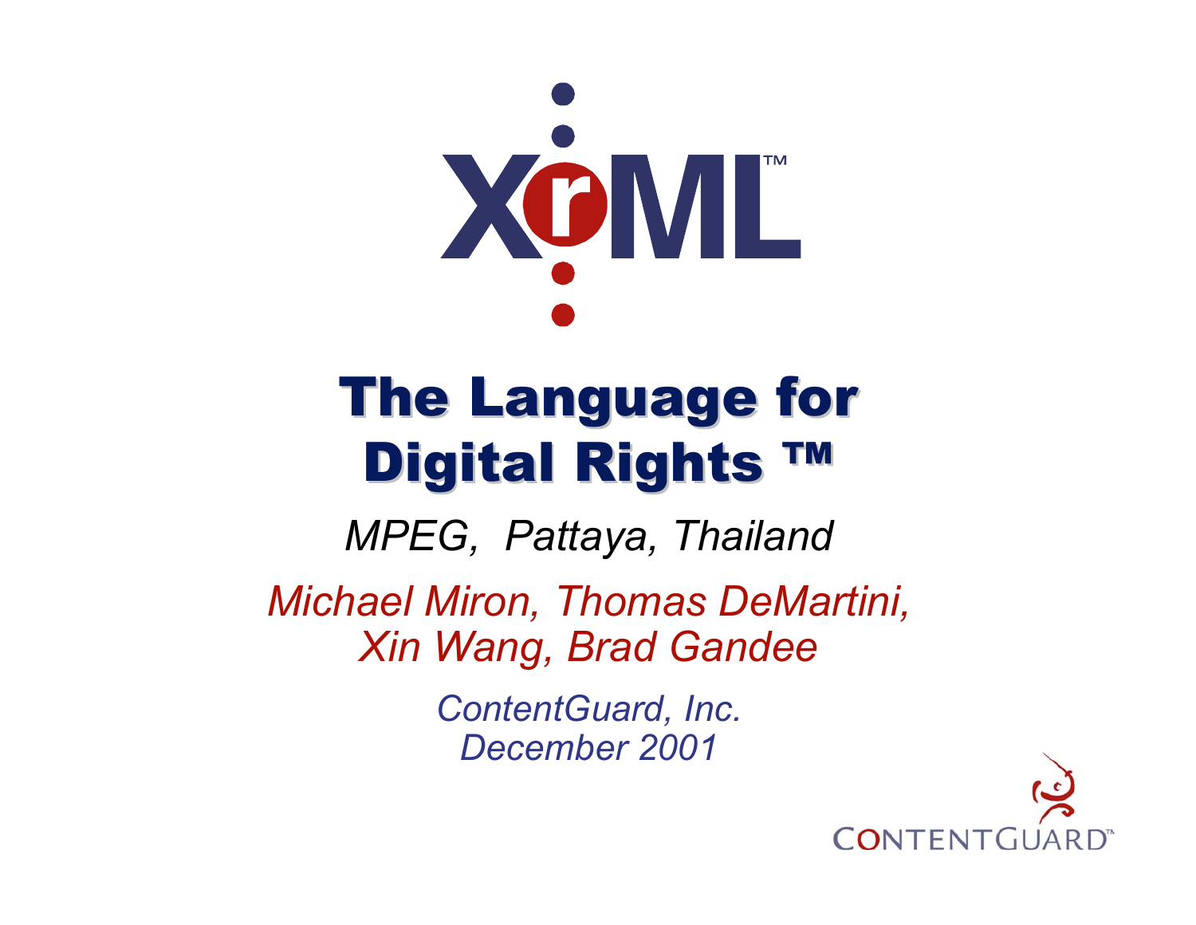# XrML™

# The Language for Digital Rights ™

*MPEG, Pattaya, Thailand*

*Michael Miron, Thomas DeMartini, Xin Wang, Brad Gandee*

*ContentGuard, Inc.*
*December 2001*

CONTENTGUARD™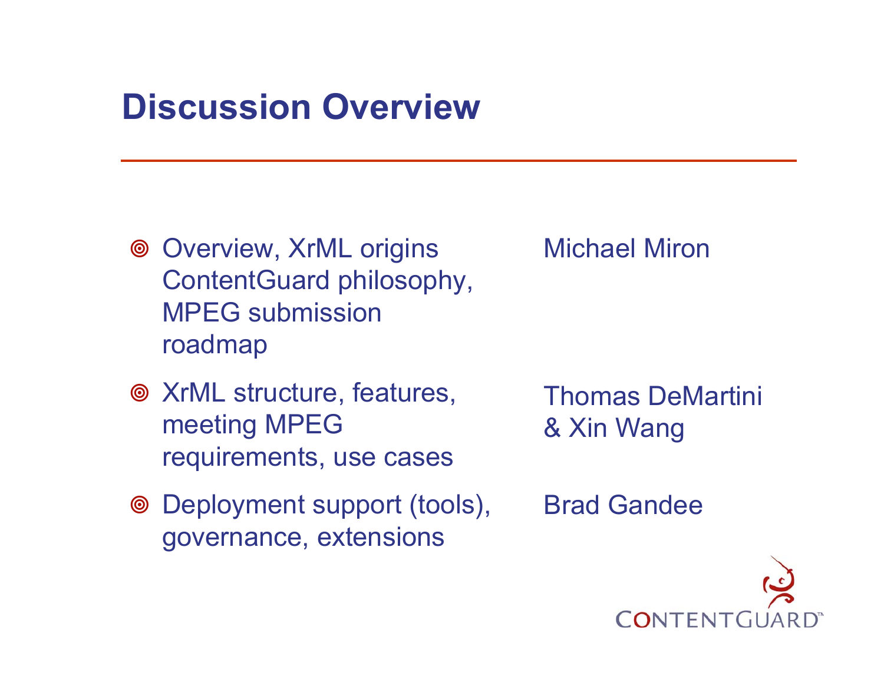# Discussion Overview

| | |
|---|---|
| Overview, XrML origins ContentGuard philosophy, MPEG submission roadmap | Michael Miron |
| XrML structure, features, meeting MPEG requirements, use cases | Thomas DeMartini & Xin Wang |
| Deployment support (tools), governance, extensions | Brad Gandee |

CONTENTGUARD™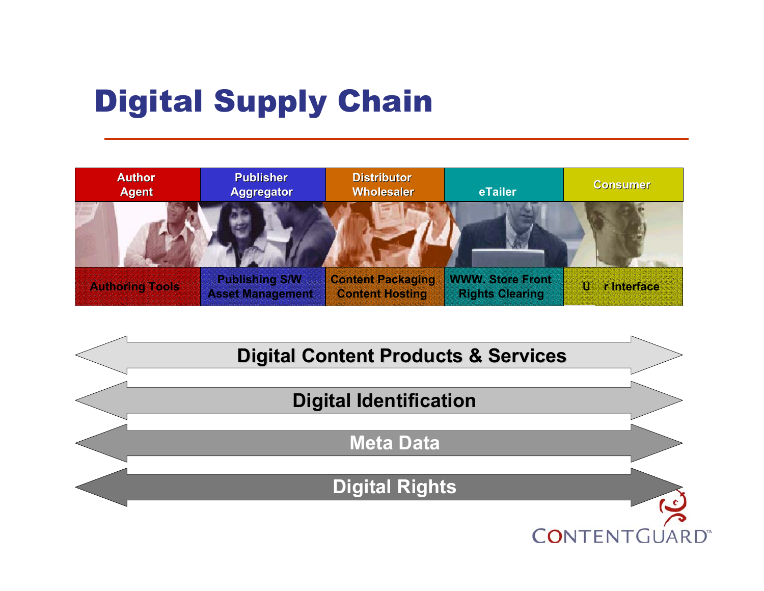# Digital Supply Chain

| Author Agent | Publisher Aggregator | Distributor Wholesaler | eTailer | Consumer |
|---|---|---|---|---|
| Authoring Tools | Publishing S/W Asset Management | Content Packaging Content Hosting | WWW. Store Front Rights Clearing | U  r Interface |

**Digital Content Products & Services**

**Digital Identification**

**Meta Data**

**Digital Rights**

CONTENTGUARD™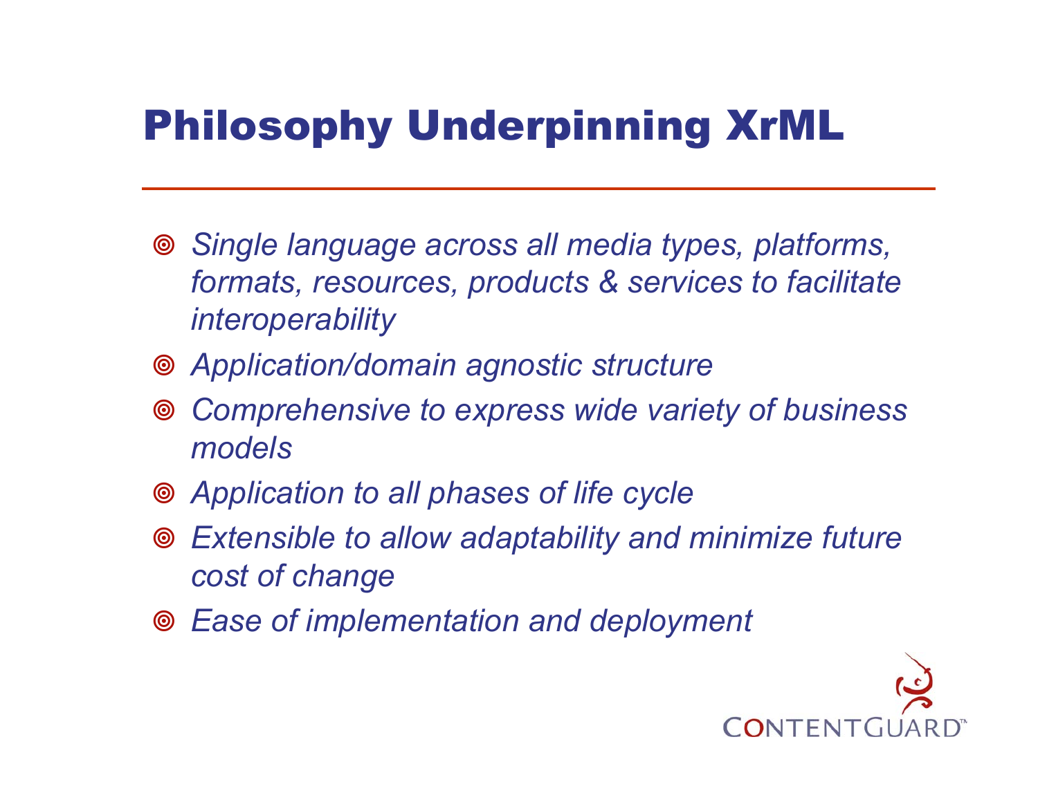# Philosophy Underpinning XrML

- *Single language across all media types, platforms, formats, resources, products & services to facilitate interoperability*
- *Application/domain agnostic structure*
- *Comprehensive to express wide variety of business models*
- *Application to all phases of life cycle*
- *Extensible to allow adaptability and minimize future cost of change*
- *Ease of implementation and deployment*

CONTENTGUARD™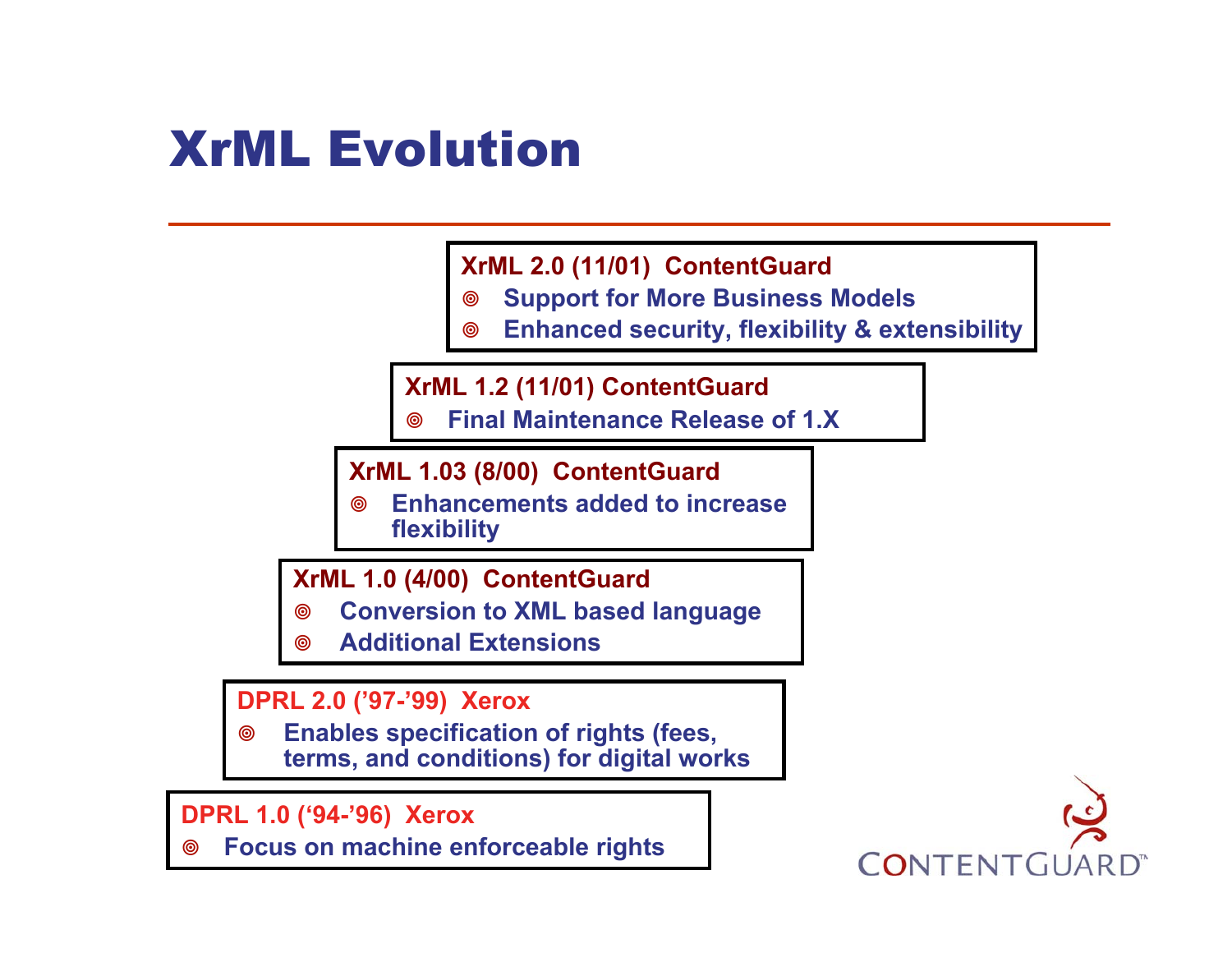# XrML Evolution

**XrML 2.0 (11/01) ContentGuard**
- Support for More Business Models
- Enhanced security, flexibility & extensibility

**XrML 1.2 (11/01) ContentGuard**
- Final Maintenance Release of 1.X

**XrML 1.03 (8/00) ContentGuard**
- Enhancements added to increase flexibility

**XrML 1.0 (4/00) ContentGuard**
- Conversion to XML based language
- Additional Extensions

**DPRL 2.0 ('97-'99) Xerox**
- Enables specification of rights (fees, terms, and conditions) for digital works

**DPRL 1.0 ('94-'96) Xerox**
- Focus on machine enforceable rights

CONTENTGUARD™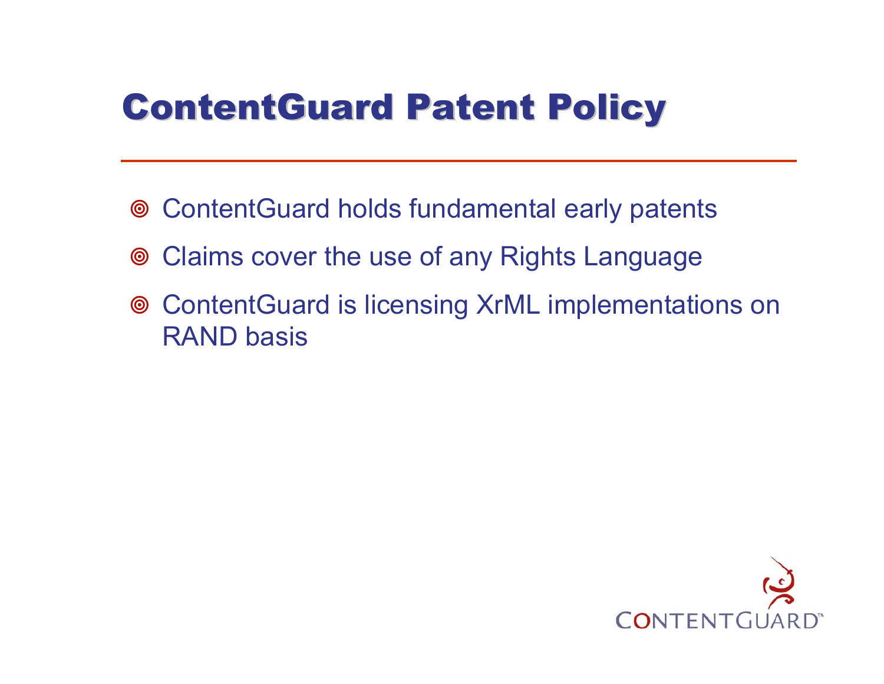# ContentGuard Patent Policy

- ContentGuard holds fundamental early patents
- Claims cover the use of any Rights Language
- ContentGuard is licensing XrML implementations on RAND basis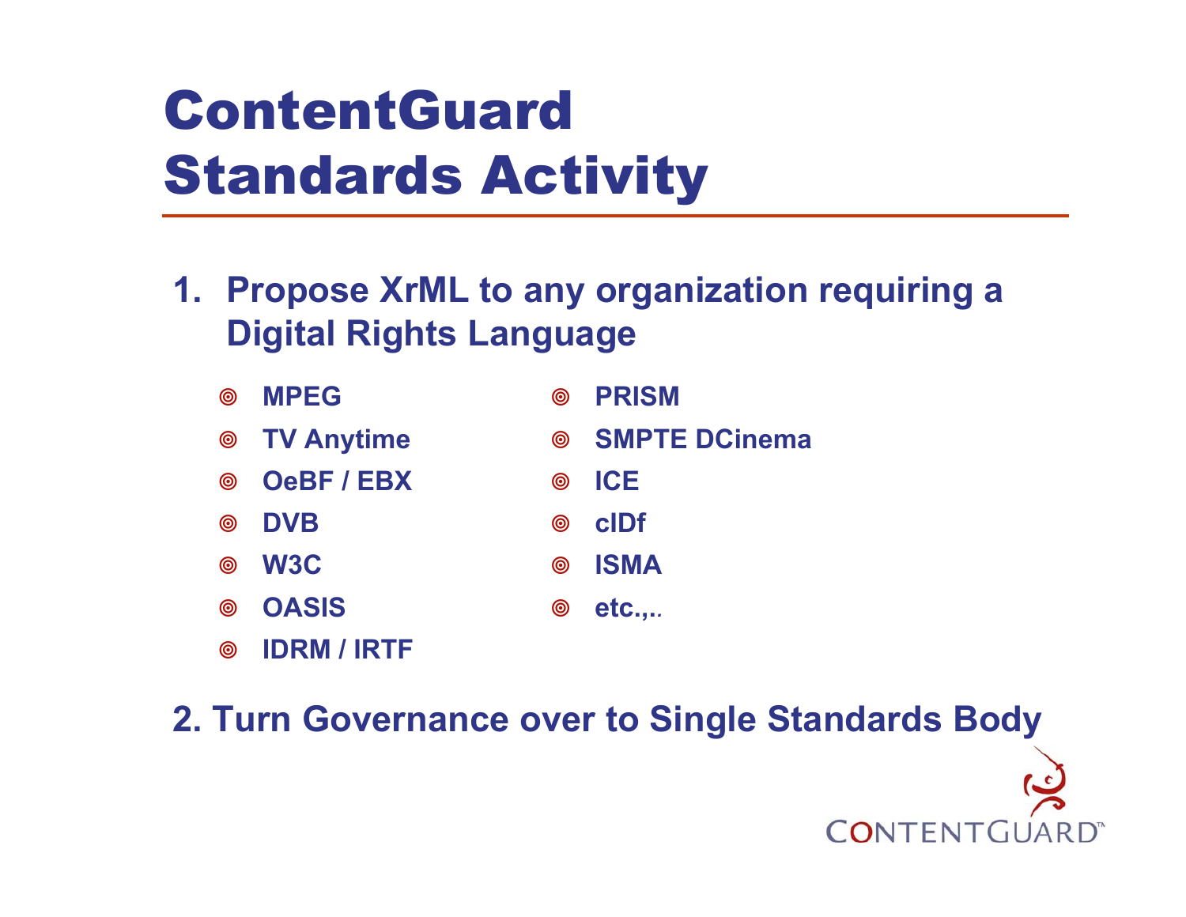# ContentGuard Standards Activity

1. **Propose XrML to any organization requiring a Digital Rights Language**

   - MPEG
   - TV Anytime
   - OeBF / EBX
   - DVB
   - W3C
   - OASIS
   - IDRM / IRTF
   - PRISM
   - SMPTE DCinema
   - ICE
   - cIDf
   - ISMA
   - etc.,..

2. **Turn Governance over to Single Standards Body**

CONTENTGUARD™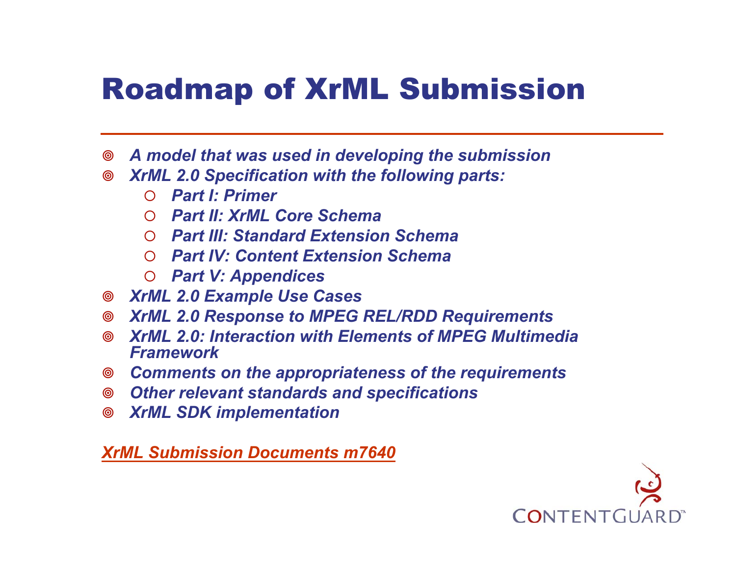# Roadmap of XrML Submission

- *A model that was used in developing the submission*
- *XrML 2.0 Specification with the following parts:*
  - *Part I: Primer*
  - *Part II: XrML Core Schema*
  - *Part III: Standard Extension Schema*
  - *Part IV: Content Extension Schema*
  - *Part V: Appendices*
- *XrML 2.0 Example Use Cases*
- *XrML 2.0 Response to MPEG REL/RDD Requirements*
- *XrML 2.0: Interaction with Elements of MPEG Multimedia Framework*
- *Comments on the appropriateness of the requirements*
- *Other relevant standards and specifications*
- *XrML SDK implementation*

*XrML Submission Documents m7640*

CONTENTGUARD™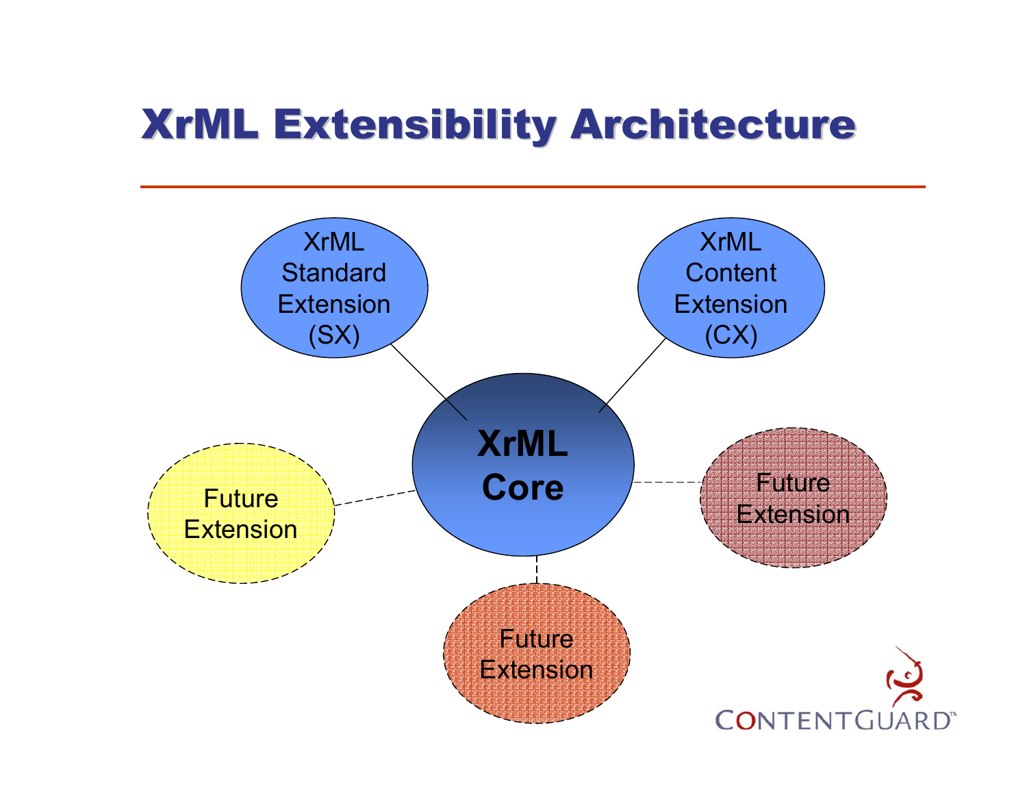# XrML Extensibility Architecture

XrML Standard Extension (SX)

XrML Content Extension (CX)

XrML Core

Future Extension

Future Extension

Future Extension

CONTENTGUARD™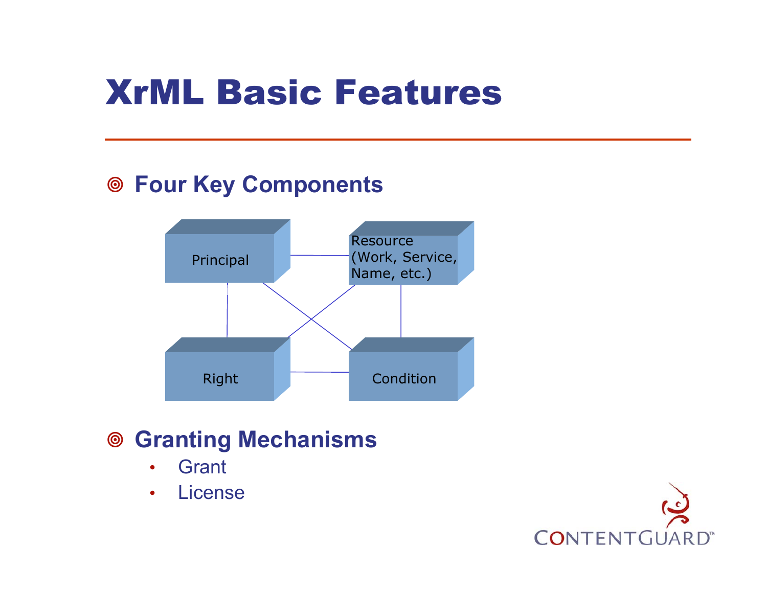# XrML Basic Features

- **Four Key Components**

Principal

Resource (Work, Service, Name, etc.)

Right

Condition

- **Granting Mechanisms**
  - Grant
  - License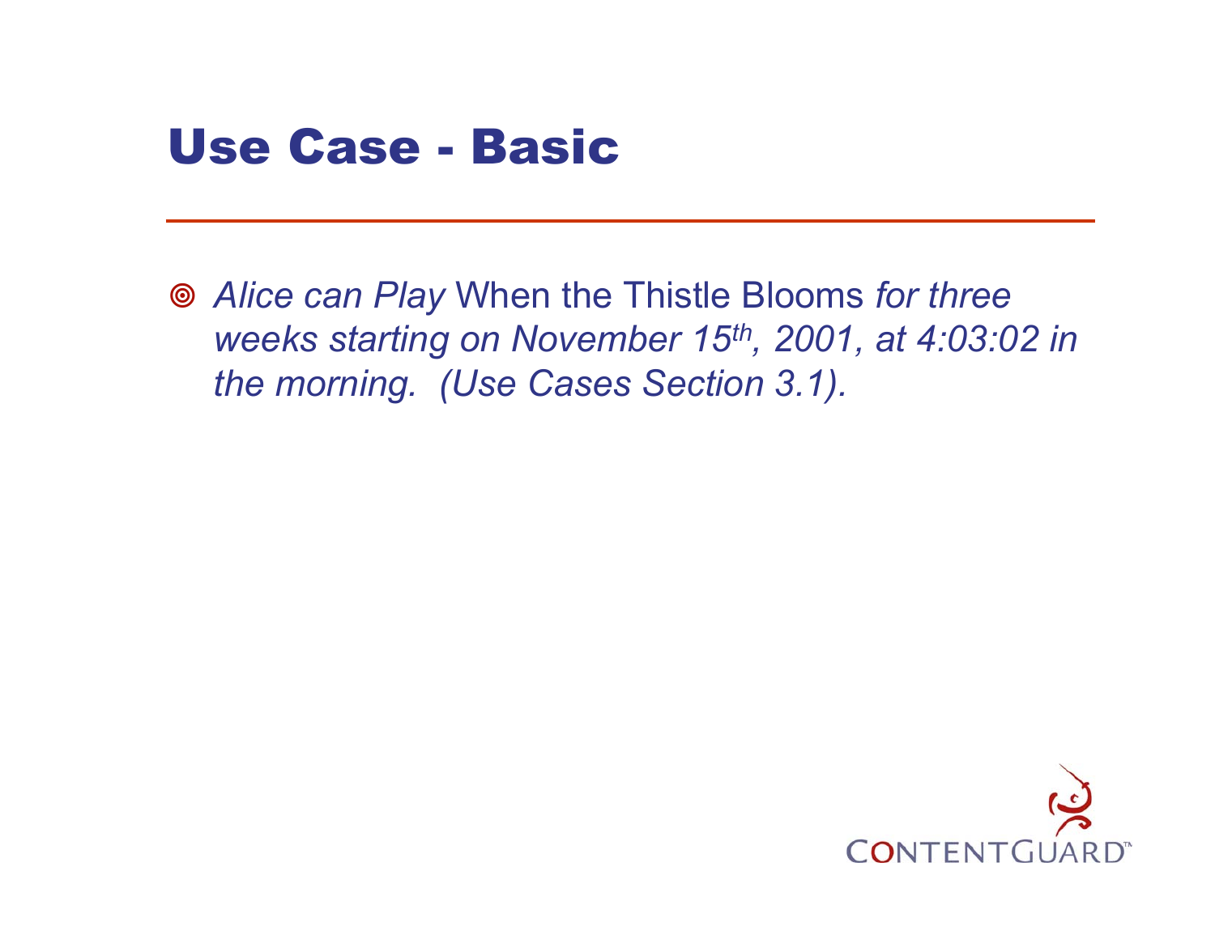# Use Case - Basic

- *Alice can Play* When the Thistle Blooms *for three weeks starting on November 15th, 2001, at 4:03:02 in the morning. (Use Cases Section 3.1).*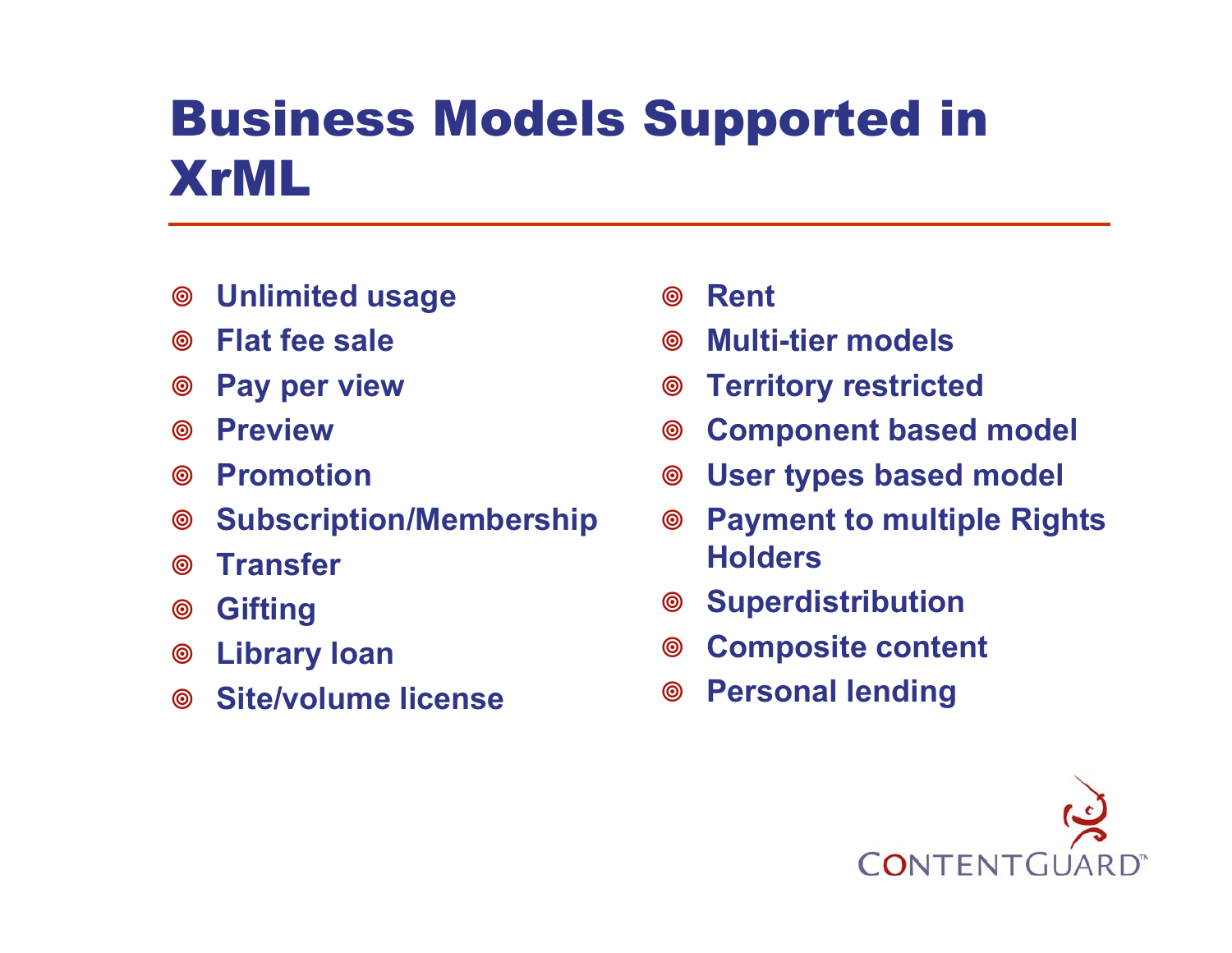# Business Models Supported in XrML

- Unlimited usage
- Flat fee sale
- Pay per view
- Preview
- Promotion
- Subscription/Membership
- Transfer
- Gifting
- Library loan
- Site/volume license
- Rent
- Multi-tier models
- Territory restricted
- Component based model
- User types based model
- Payment to multiple Rights Holders
- Superdistribution
- Composite content
- Personal lending

CONTENTGUARD™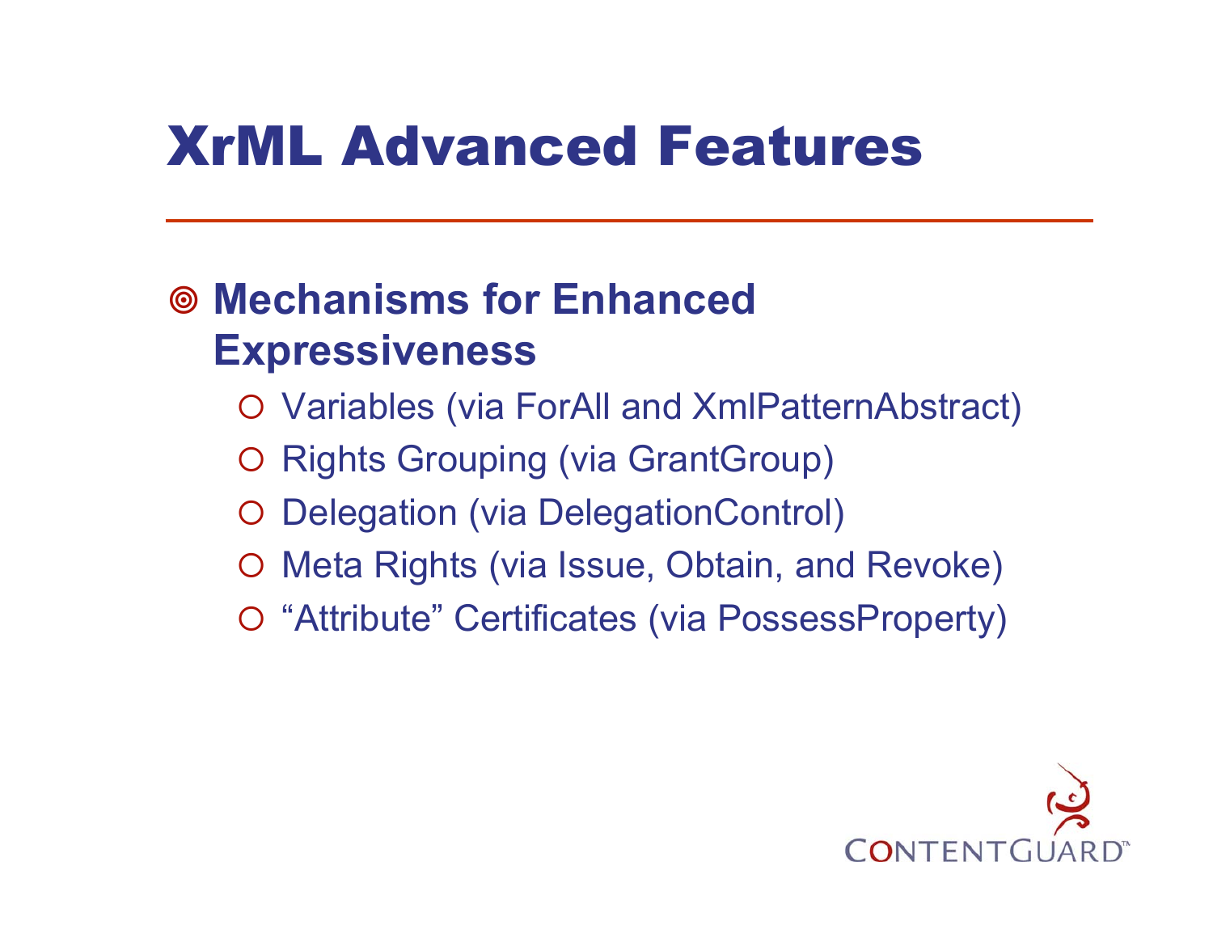# XrML Advanced Features

- **Mechanisms for Enhanced Expressiveness**
  - Variables (via ForAll and XmlPatternAbstract)
  - Rights Grouping (via GrantGroup)
  - Delegation (via DelegationControl)
  - Meta Rights (via Issue, Obtain, and Revoke)
  - "Attribute" Certificates (via PossessProperty)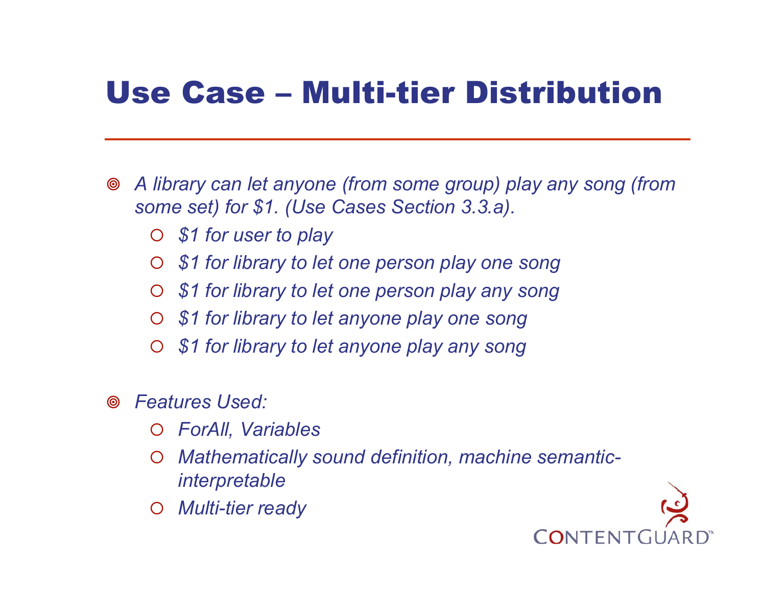# Use Case – Multi-tier Distribution

- *A library can let anyone (from some group) play any song (from some set) for $1. (Use Cases Section 3.3.a).*
  - *$1 for user to play*
  - *$1 for library to let one person play one song*
  - *$1 for library to let one person play any song*
  - *$1 for library to let anyone play one song*
  - *$1 for library to let anyone play any song*
- *Features Used:*
  - *ForAll, Variables*
  - *Mathematically sound definition, machine semantic-interpretable*
  - *Multi-tier ready*

CONTENTGUARD™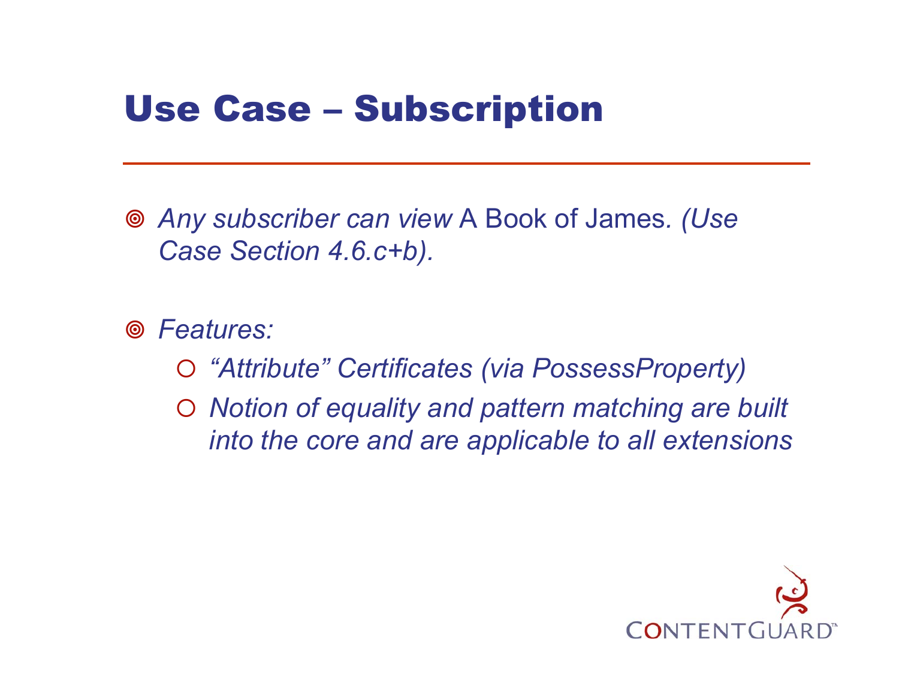# Use Case – Subscription

- *Any subscriber can view* A Book of James*. (Use Case Section 4.6.c+b).*
- *Features:*
  - *“Attribute” Certificates (via PossessProperty)*
  - *Notion of equality and pattern matching are built into the core and are applicable to all extensions*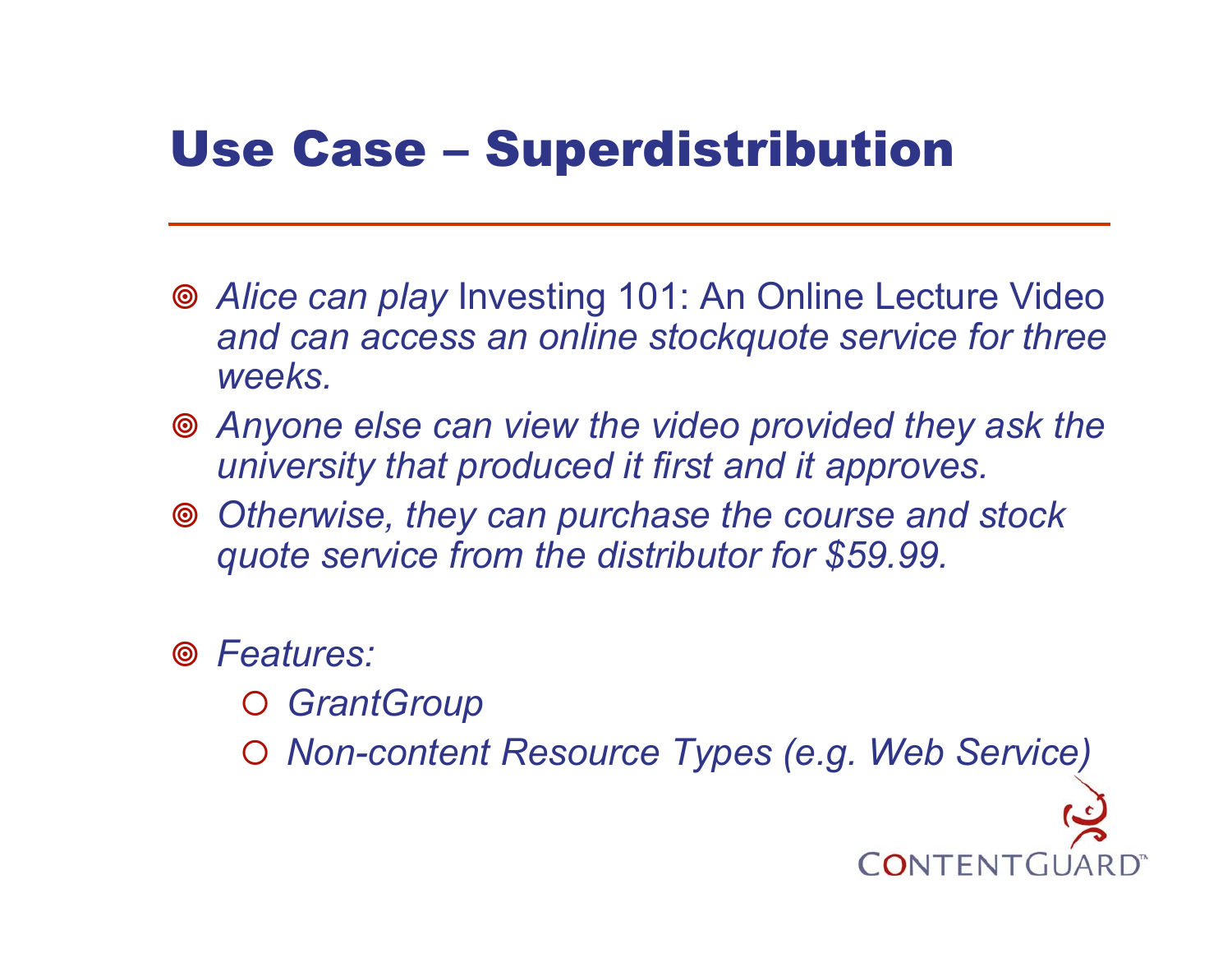# Use Case – Superdistribution

- *Alice can play* Investing 101: An Online Lecture Video *and can access an online stockquote service for three weeks.*
- *Anyone else can view the video provided they ask the university that produced it first and it approves.*
- *Otherwise, they can purchase the course and stock quote service from the distributor for $59.99.*

- *Features:*
  - *GrantGroup*
  - *Non-content Resource Types (e.g. Web Service)*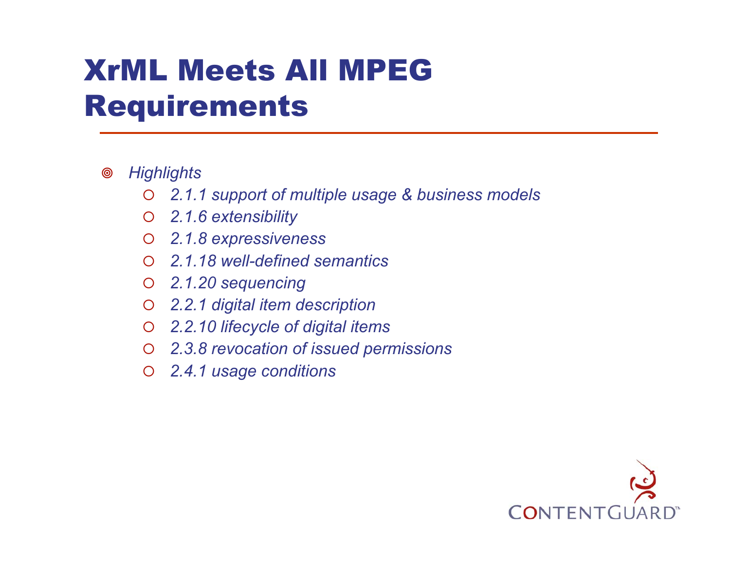# XrML Meets All MPEG Requirements

- *Highlights*
  - *2.1.1 support of multiple usage & business models*
  - *2.1.6 extensibility*
  - *2.1.8 expressiveness*
  - *2.1.18 well-defined semantics*
  - *2.1.20 sequencing*
  - *2.2.1 digital item description*
  - *2.2.10 lifecycle of digital items*
  - *2.3.8 revocation of issued permissions*
  - *2.4.1 usage conditions*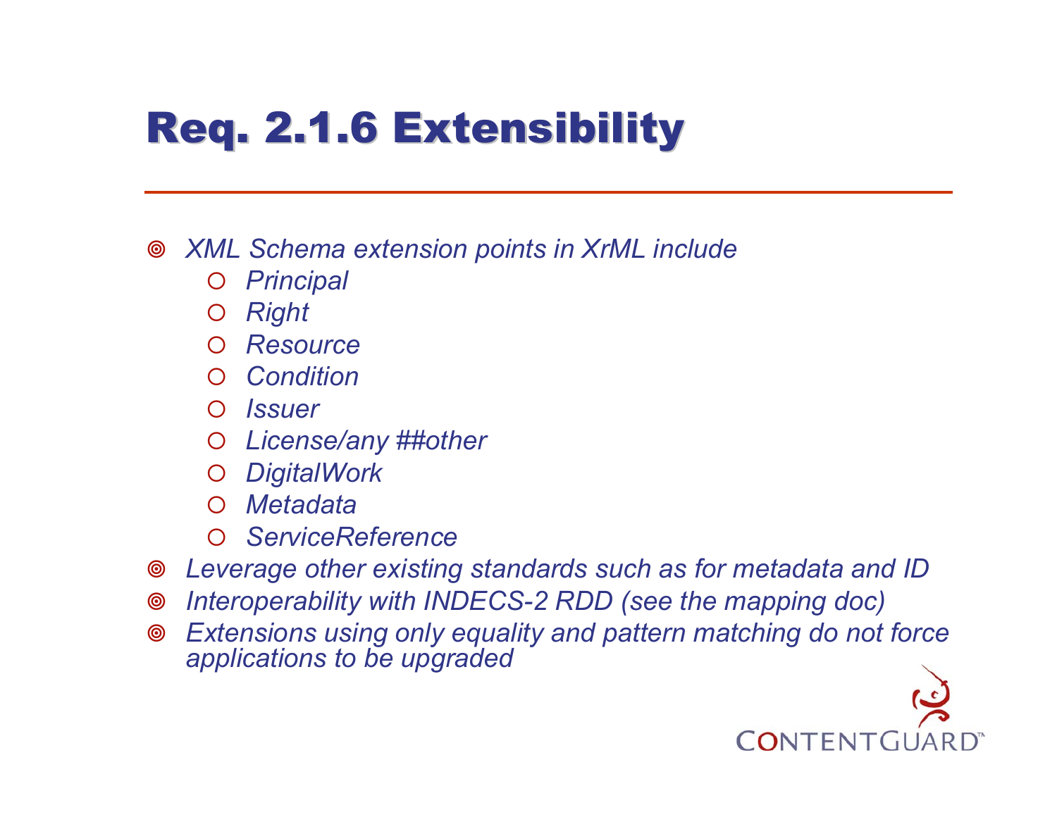# Req. 2.1.6 Extensibility

- *XML Schema extension points in XrML include*
  - *Principal*
  - *Right*
  - *Resource*
  - *Condition*
  - *Issuer*
  - *License/any ##other*
  - *DigitalWork*
  - *Metadata*
  - *ServiceReference*
- *Leverage other existing standards such as for metadata and ID*
- *Interoperability with INDECS-2 RDD (see the mapping doc)*
- *Extensions using only equality and pattern matching do not force applications to be upgraded*

CONTENTGUARD™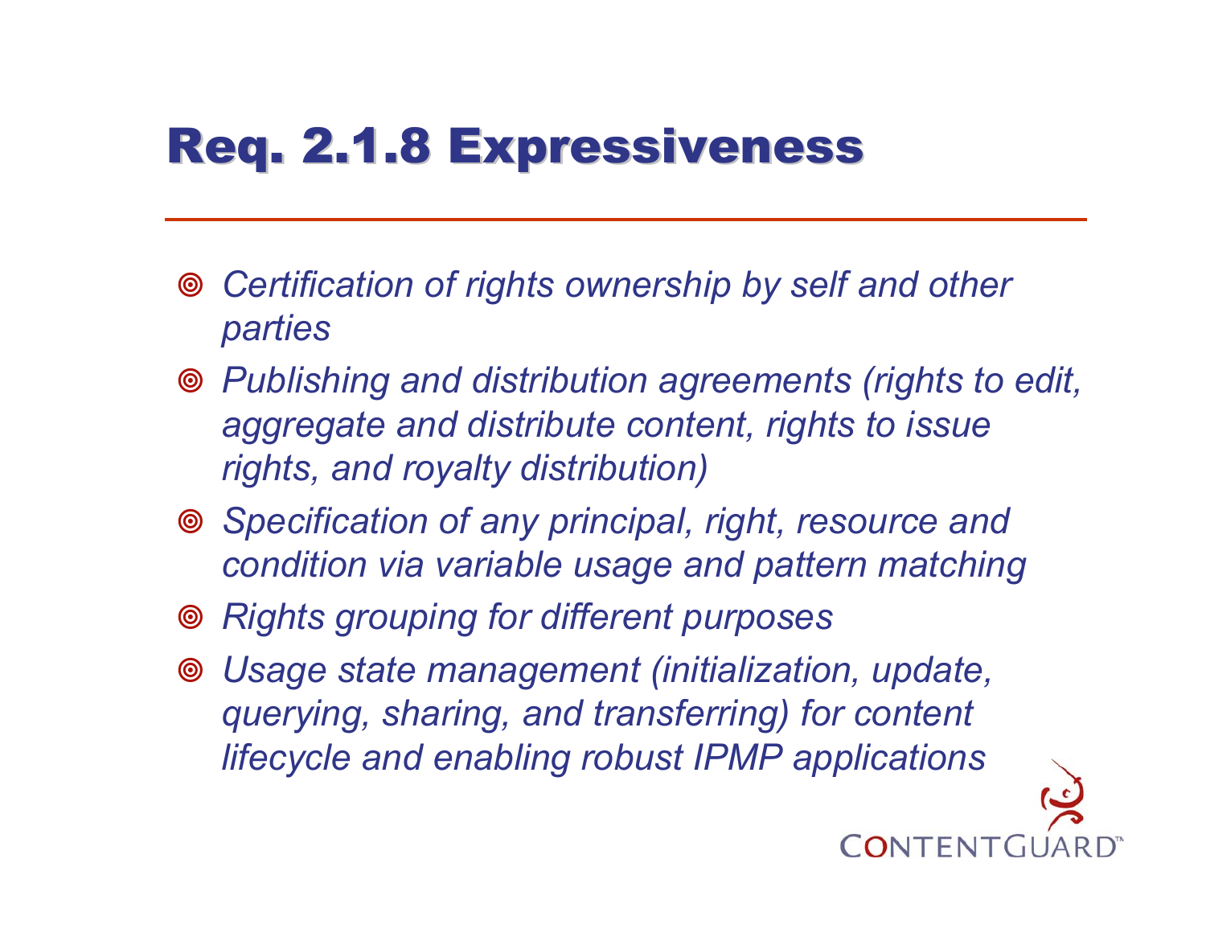# Req. 2.1.8 Expressiveness

- *Certification of rights ownership by self and other parties*
- *Publishing and distribution agreements (rights to edit, aggregate and distribute content, rights to issue rights, and royalty distribution)*
- *Specification of any principal, right, resource and condition via variable usage and pattern matching*
- *Rights grouping for different purposes*
- *Usage state management (initialization, update, querying, sharing, and transferring) for content lifecycle and enabling robust IPMP applications*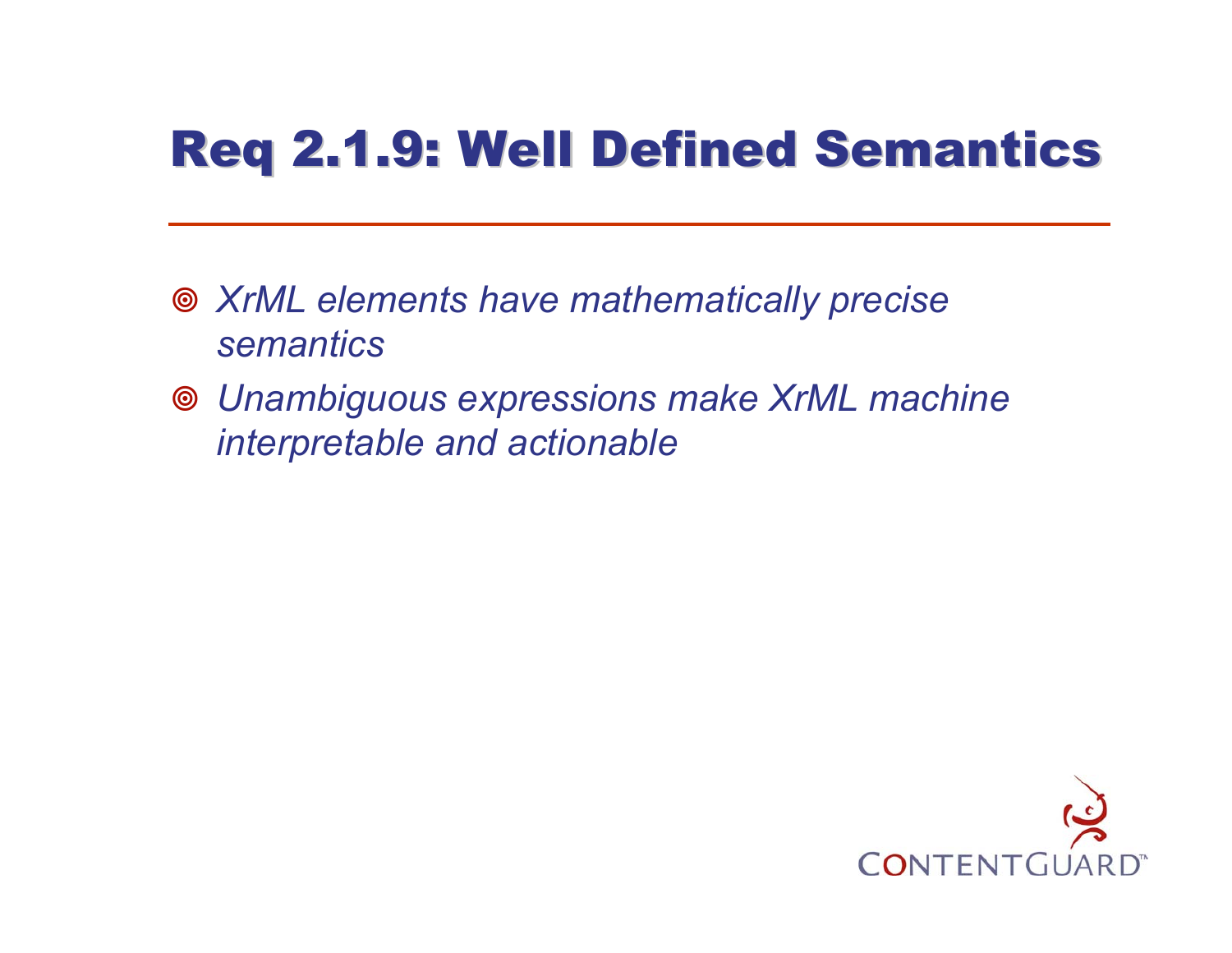# Req 2.1.9: Well Defined Semantics

- *XrML elements have mathematically precise semantics*
- *Unambiguous expressions make XrML machine interpretable and actionable*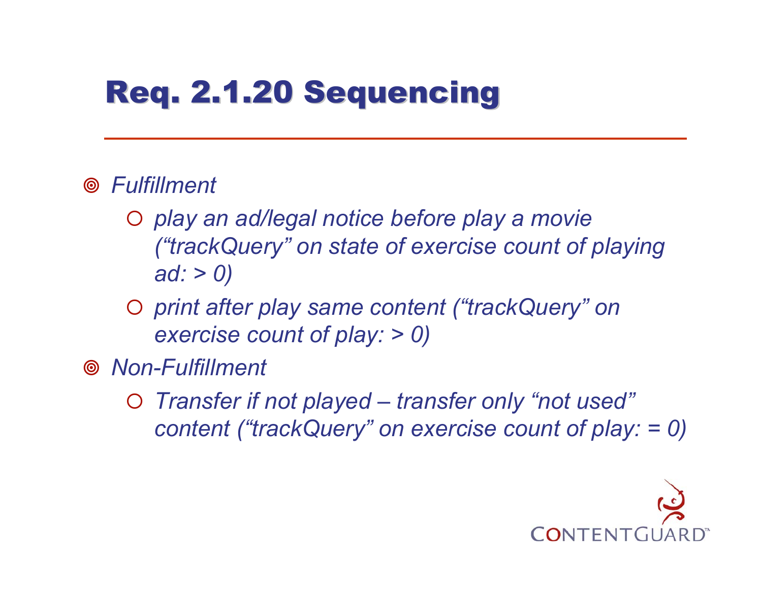# Req. 2.1.20 Sequencing

- *Fulfillment*
  - *play an ad/legal notice before play a movie ("trackQuery" on state of exercise count of playing ad: > 0)*
  - *print after play same content ("trackQuery" on exercise count of play: > 0)*
- *Non-Fulfillment*
  - *Transfer if not played – transfer only "not used" content ("trackQuery" on exercise count of play: = 0)*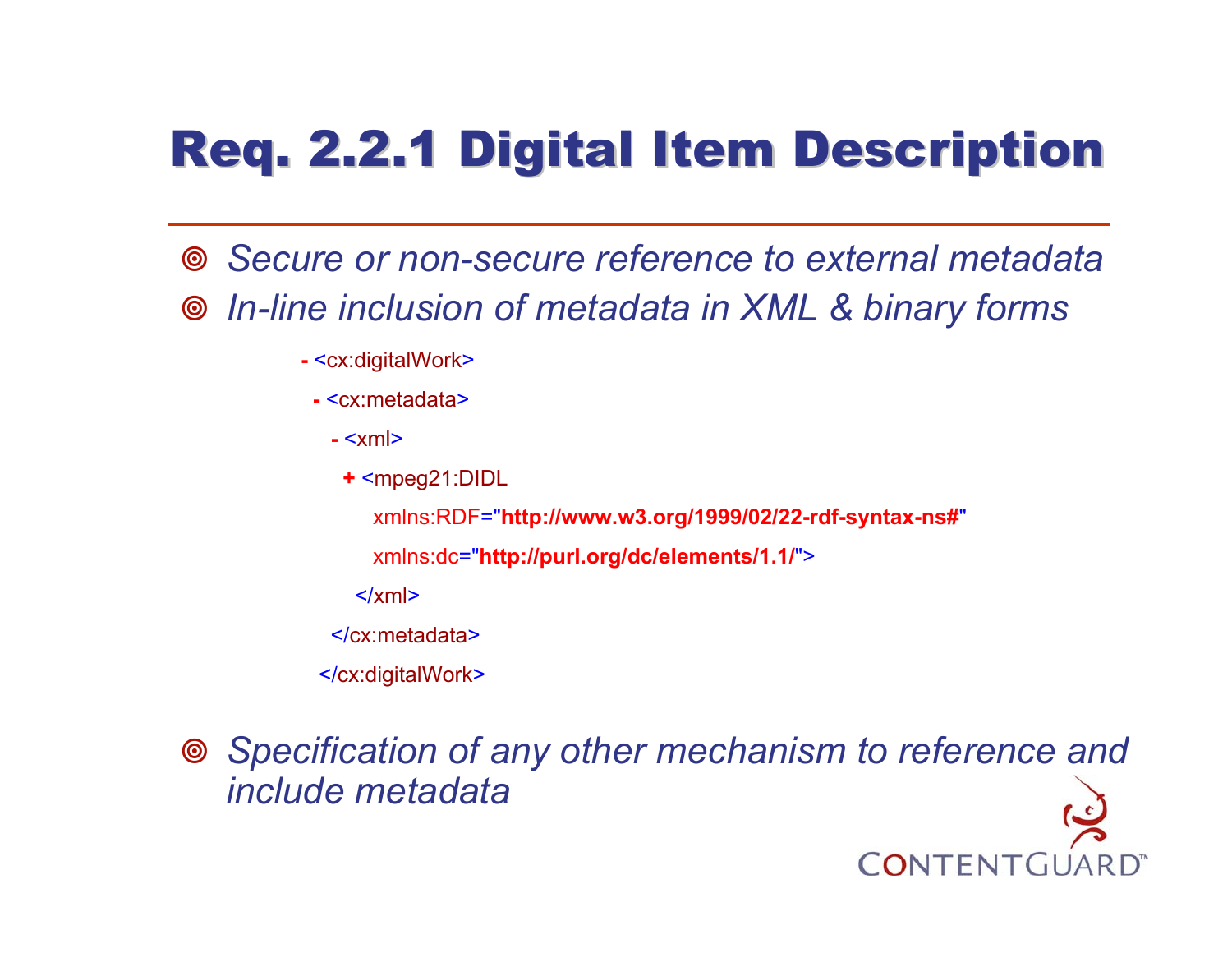# Req. 2.2.1 Digital Item Description

- *Secure or non-secure reference to external metadata*
- *In-line inclusion of metadata in XML & binary forms*

```
- <cx:digitalWork>
  - <cx:metadata>
    - <xml>
      + <mpeg21:DIDL
          xmlns:RDF="http://www.w3.org/1999/02/22-rdf-syntax-ns#"
          xmlns:dc="http://purl.org/dc/elements/1.1/">
      </xml>
    </cx:metadata>
  </cx:digitalWork>
```

- *Specification of any other mechanism to reference and include metadata*

CONTENTGUARD™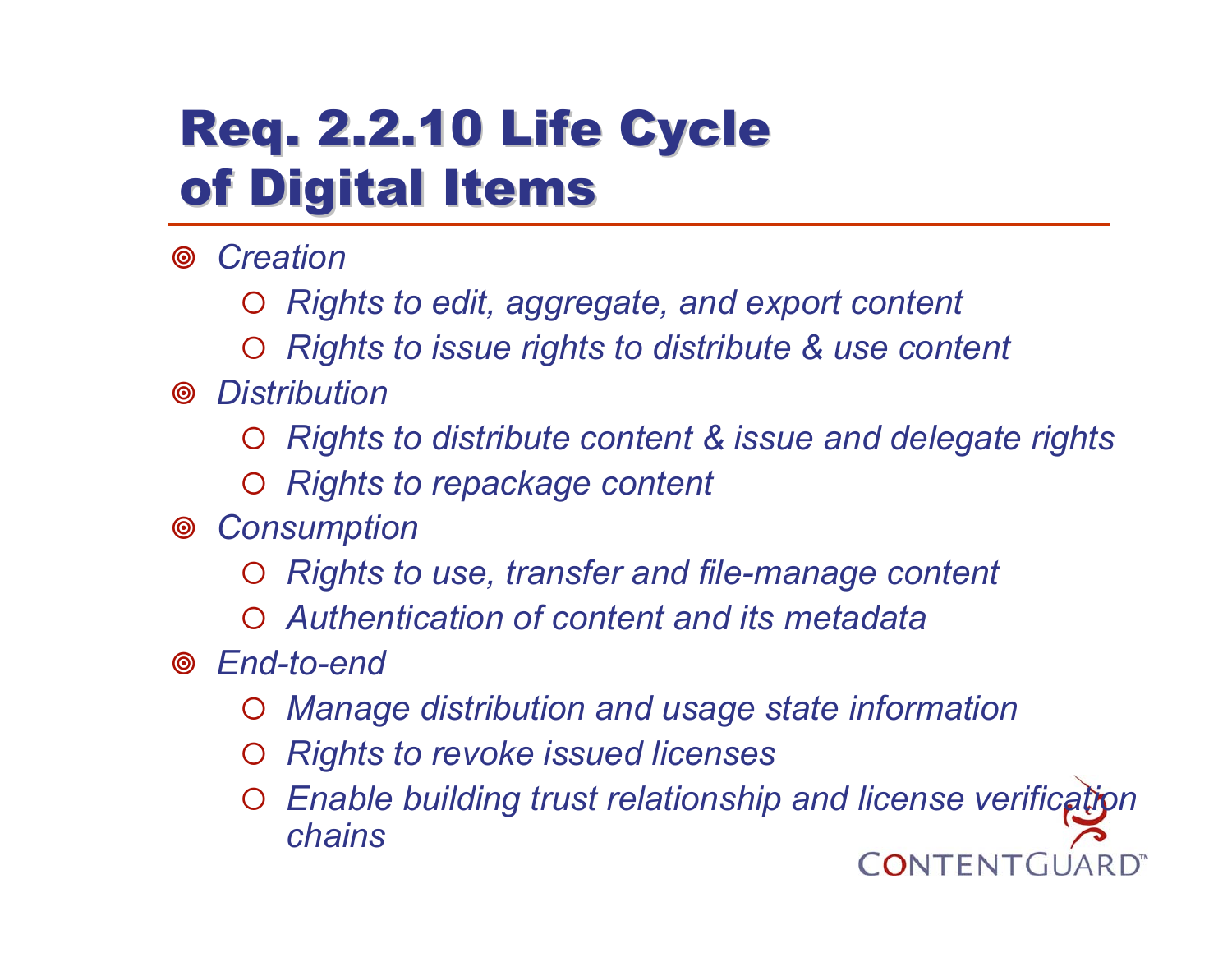# Req. 2.2.10 Life Cycle of Digital Items

- *Creation*
  - *Rights to edit, aggregate, and export content*
  - *Rights to issue rights to distribute & use content*
- *Distribution*
  - *Rights to distribute content & issue and delegate rights*
  - *Rights to repackage content*
- *Consumption*
  - *Rights to use, transfer and file-manage content*
  - *Authentication of content and its metadata*
- *End-to-end*
  - *Manage distribution and usage state information*
  - *Rights to revoke issued licenses*
  - *Enable building trust relationship and license verification chains*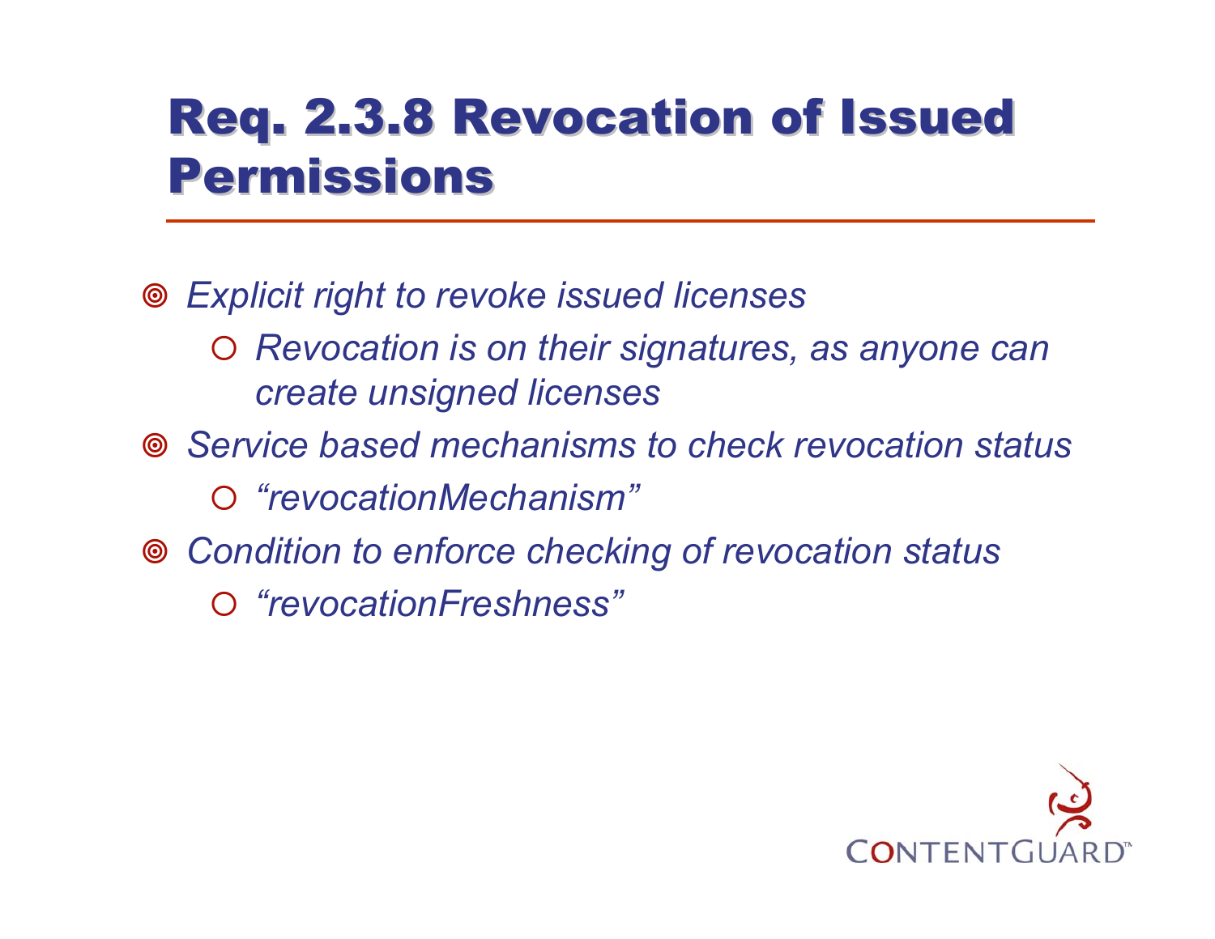# Req. 2.3.8 Revocation of Issued Permissions

- *Explicit right to revoke issued licenses*
  - *Revocation is on their signatures, as anyone can create unsigned licenses*
- *Service based mechanisms to check revocation status*
  - *"revocationMechanism"*
- *Condition to enforce checking of revocation status*
  - *"revocationFreshness"*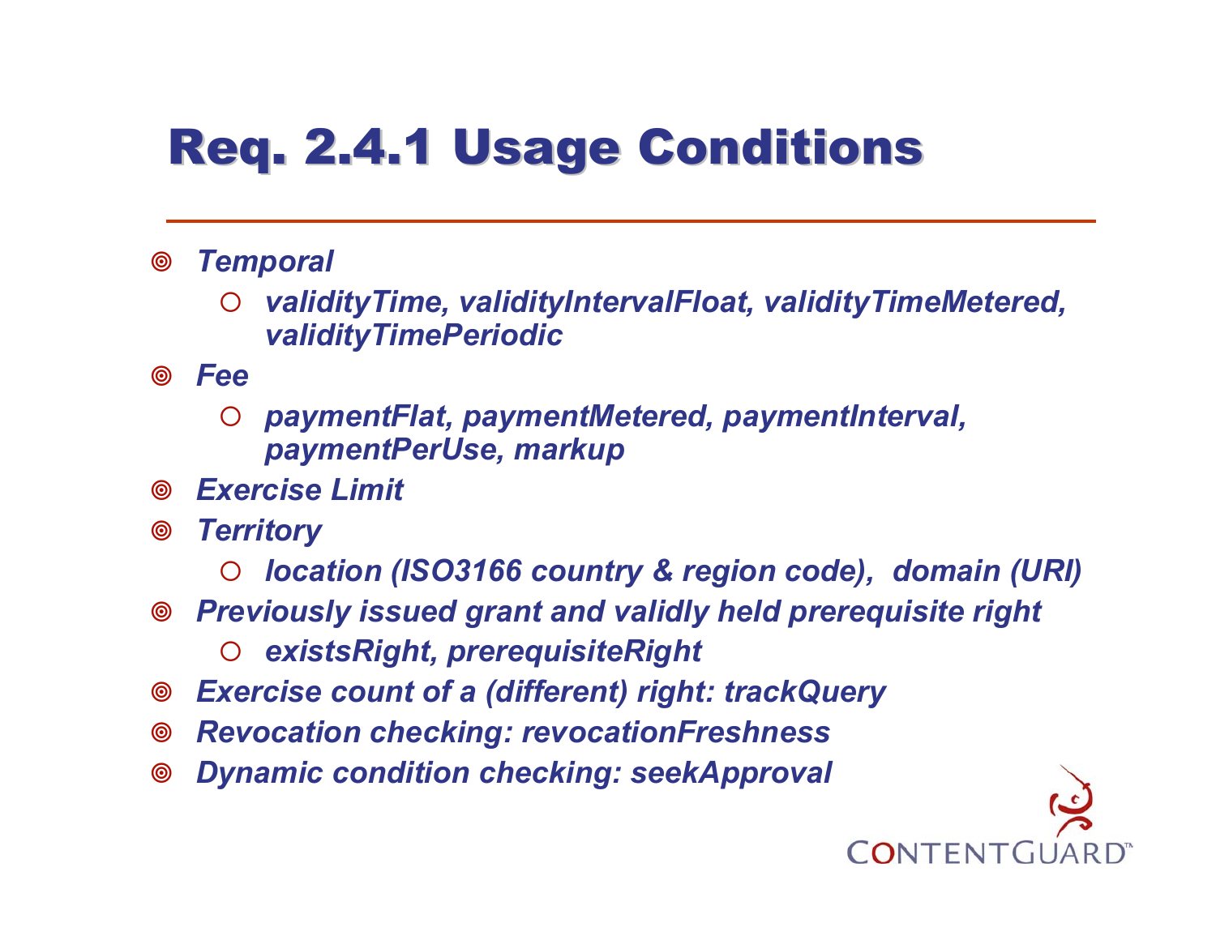# Req. 2.4.1 Usage Conditions

- *Temporal*
  - *validityTime, validityIntervalFloat, validityTimeMetered, validityTimePeriodic*
- *Fee*
  - *paymentFlat, paymentMetered, paymentInterval, paymentPerUse, markup*
- *Exercise Limit*
- *Territory*
  - *location (ISO3166 country & region code), domain (URI)*
- *Previously issued grant and validly held prerequisite right*
  - *existsRight, prerequisiteRight*
- *Exercise count of a (different) right: trackQuery*
- *Revocation checking: revocationFreshness*
- *Dynamic condition checking: seekApproval*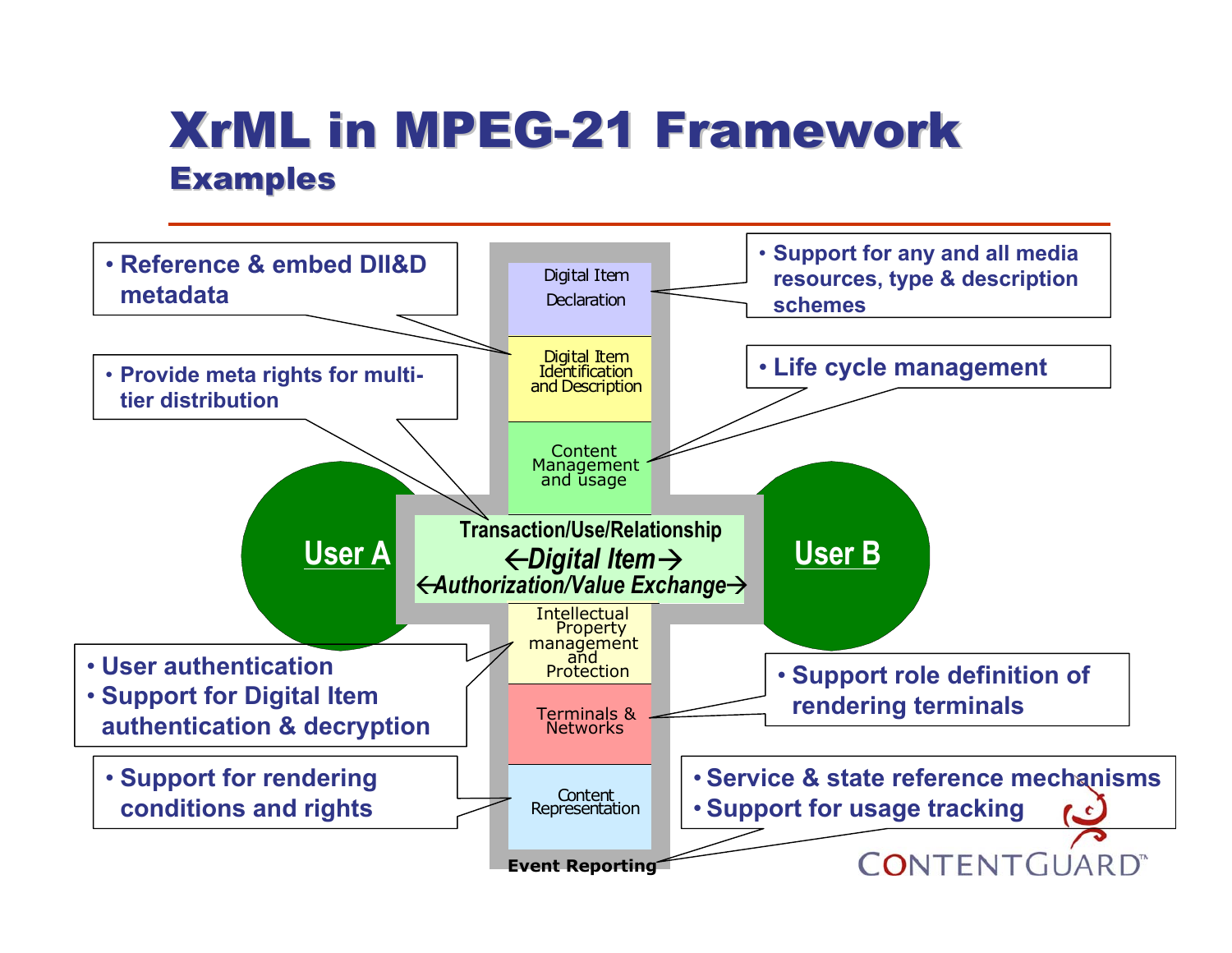# XrML in MPEG-21 Framework

## Examples

- Reference & embed DII&D metadata
- Provide meta rights for multi-tier distribution
- Support for any and all media resources, type & description schemes
- Life cycle management

Digital Item Declaration

Digital Item Identification and Description

Content Management and usage

User A

Transaction/Use/Relationship

←*Digital Item*→

←*Authorization/Value Exchange*→

User B

Intellectual Property management and Protection

Terminals & Networks

Content Representation

**Event Reporting**

- User authentication
- Support for Digital Item authentication & decryption
- Support role definition of rendering terminals
- Support for rendering conditions and rights
- Service & state reference mechanisms
- Support for usage tracking

CONTENTGUARD™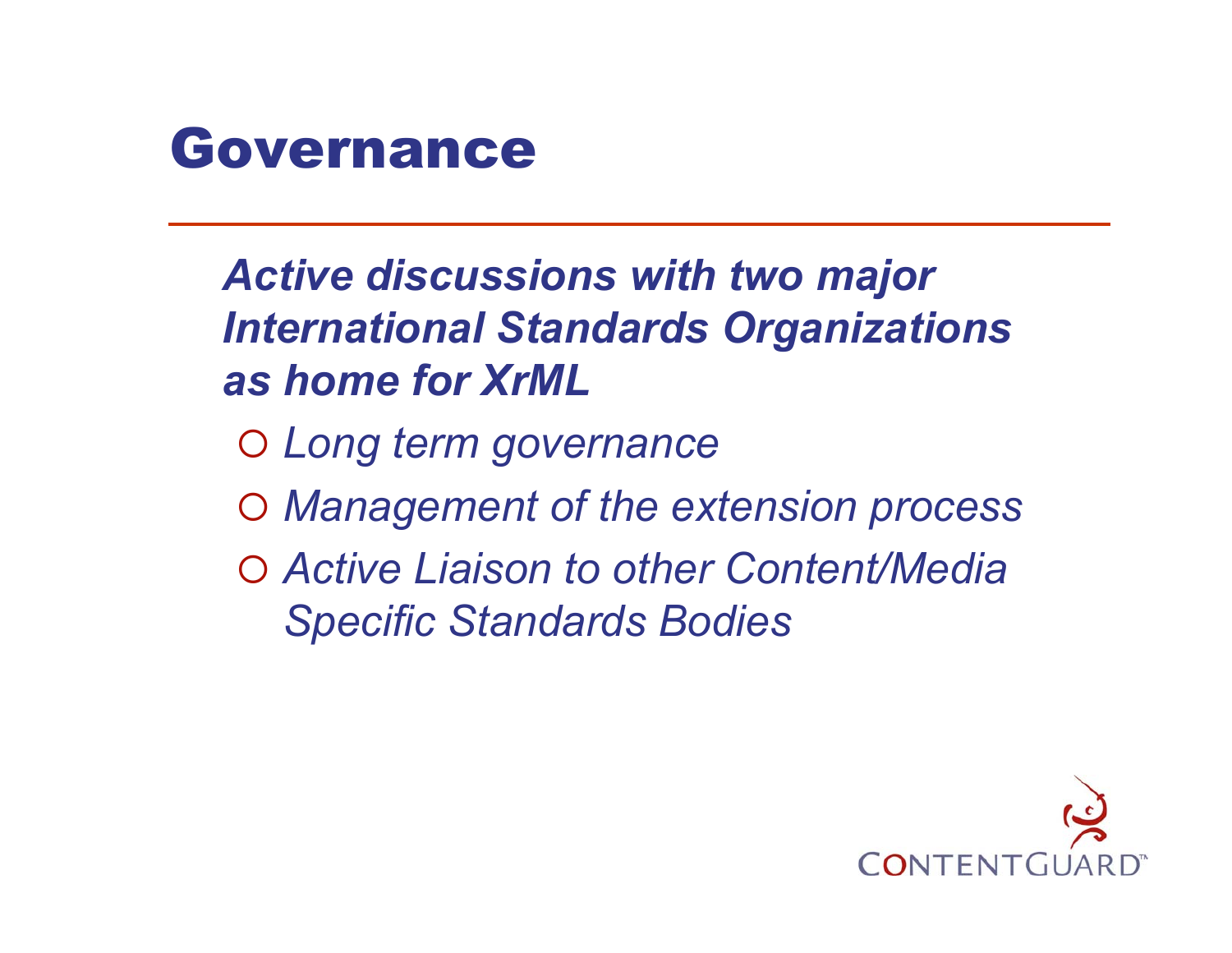# Governance

***Active discussions with two major International Standards Organizations as home for XrML***

- *Long term governance*
- *Management of the extension process*
- *Active Liaison to other Content/Media Specific Standards Bodies*

ContentGuard™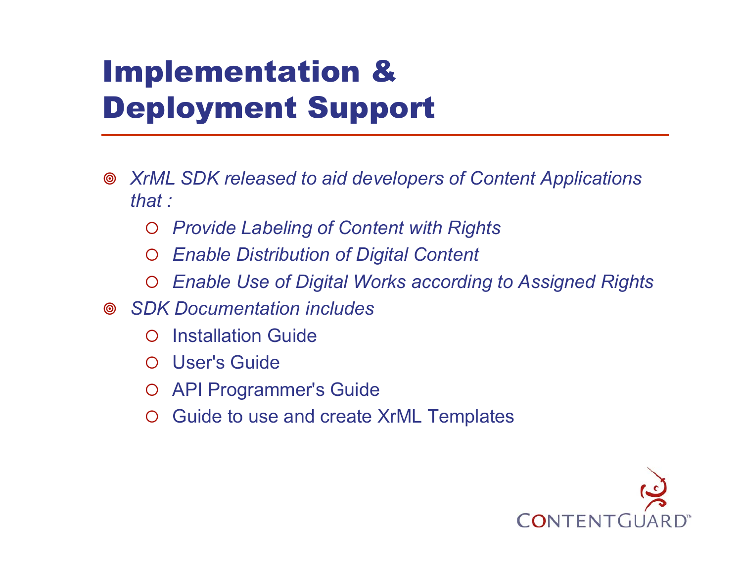# Implementation & Deployment Support

- *XrML SDK released to aid developers of Content Applications that :*
  - *Provide Labeling of Content with Rights*
  - *Enable Distribution of Digital Content*
  - *Enable Use of Digital Works according to Assigned Rights*
- *SDK Documentation includes*
  - Installation Guide
  - User's Guide
  - API Programmer's Guide
  - Guide to use and create XrML Templates

CONTENTGUARD™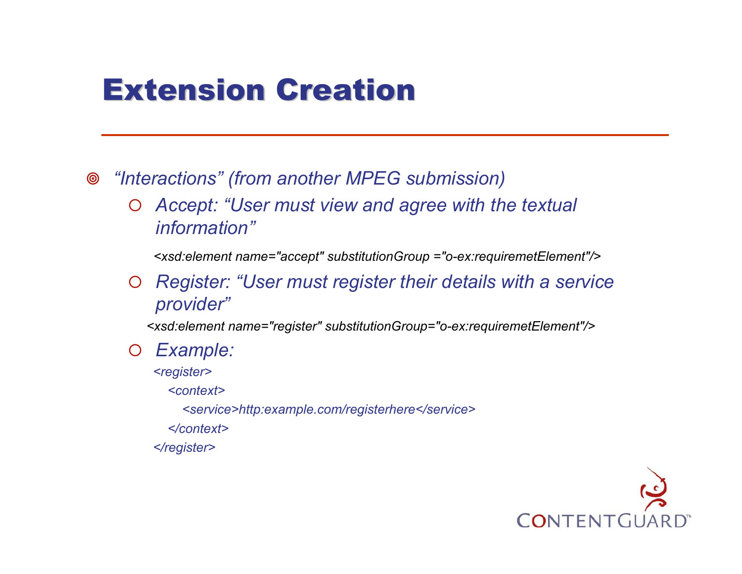# Extension Creation

- *"Interactions" (from another MPEG submission)*
  - *Accept: "User must view and agree with the textual information"*

    ```
    <xsd:element name="accept" substitutionGroup ="o-ex:requiremetElement"/>
    ```

  - *Register: "User must register their details with a service provider"*

    ```
    <xsd:element name="register" substitutionGroup="o-ex:requiremetElement"/>
    ```

  - *Example:*

    ```
    <register>
       <context>
          <service>http:example.com/registerhere</service>
       </context>
    </register>
    ```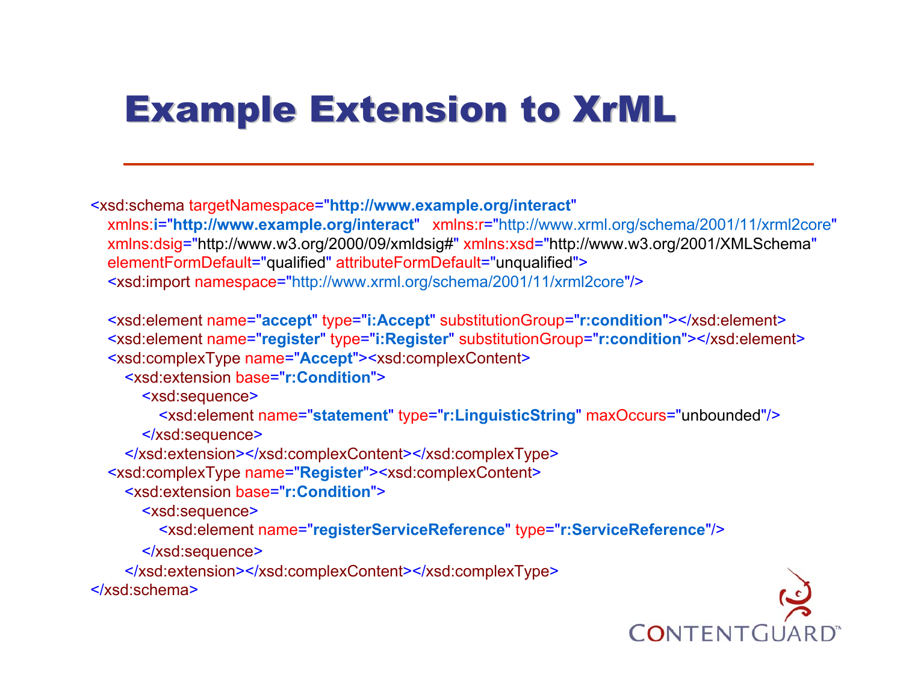# Example Extension to XrML

```
<xsd:schema targetNamespace="http://www.example.org/interact"
  xmlns:i="http://www.example.org/interact"   xmlns:r="http://www.xrml.org/schema/2001/11/xrml2core"
  xmlns:dsig="http://www.w3.org/2000/09/xmldsig#" xmlns:xsd="http://www.w3.org/2001/XMLSchema"
  elementFormDefault="qualified" attributeFormDefault="unqualified">
  <xsd:import namespace="http://www.xrml.org/schema/2001/11/xrml2core"/>

  <xsd:element name="accept" type="i:Accept" substitutionGroup="r:condition"></xsd:element>
  <xsd:element name="register" type="i:Register" substitutionGroup="r:condition"></xsd:element>
  <xsd:complexType name="Accept"><xsd:complexContent>
    <xsd:extension base="r:Condition">
      <xsd:sequence>
        <xsd:element name="statement" type="r:LinguisticString" maxOccurs="unbounded"/>
      </xsd:sequence>
    </xsd:extension></xsd:complexContent></xsd:complexType>
  <xsd:complexType name="Register"><xsd:complexContent>
    <xsd:extension base="r:Condition">
      <xsd:sequence>
        <xsd:element name="registerServiceReference" type="r:ServiceReference"/>
      </xsd:sequence>
    </xsd:extension></xsd:complexContent></xsd:complexType>
</xsd:schema>
```

CONTENTGUARD™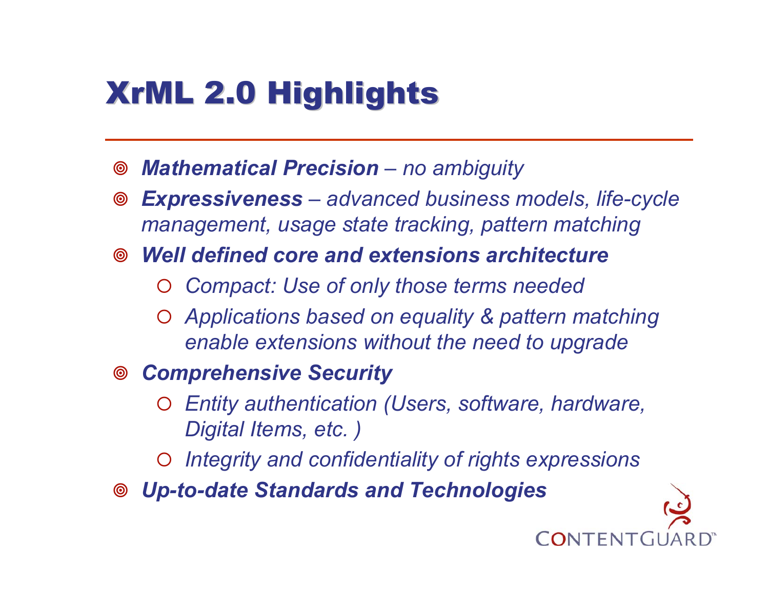# XrML 2.0 Highlights

- ***Mathematical Precision*** *– no ambiguity*
- ***Expressiveness*** *– advanced business models, life-cycle management, usage state tracking, pattern matching*
- ***Well defined core and extensions architecture***
  - *Compact: Use of only those terms needed*
  - *Applications based on equality & pattern matching enable extensions without the need to upgrade*
- ***Comprehensive Security***
  - *Entity authentication (Users, software, hardware, Digital Items, etc. )*
  - *Integrity and confidentiality of rights expressions*
- ***Up-to-date Standards and Technologies***

CONTENTGUARD™